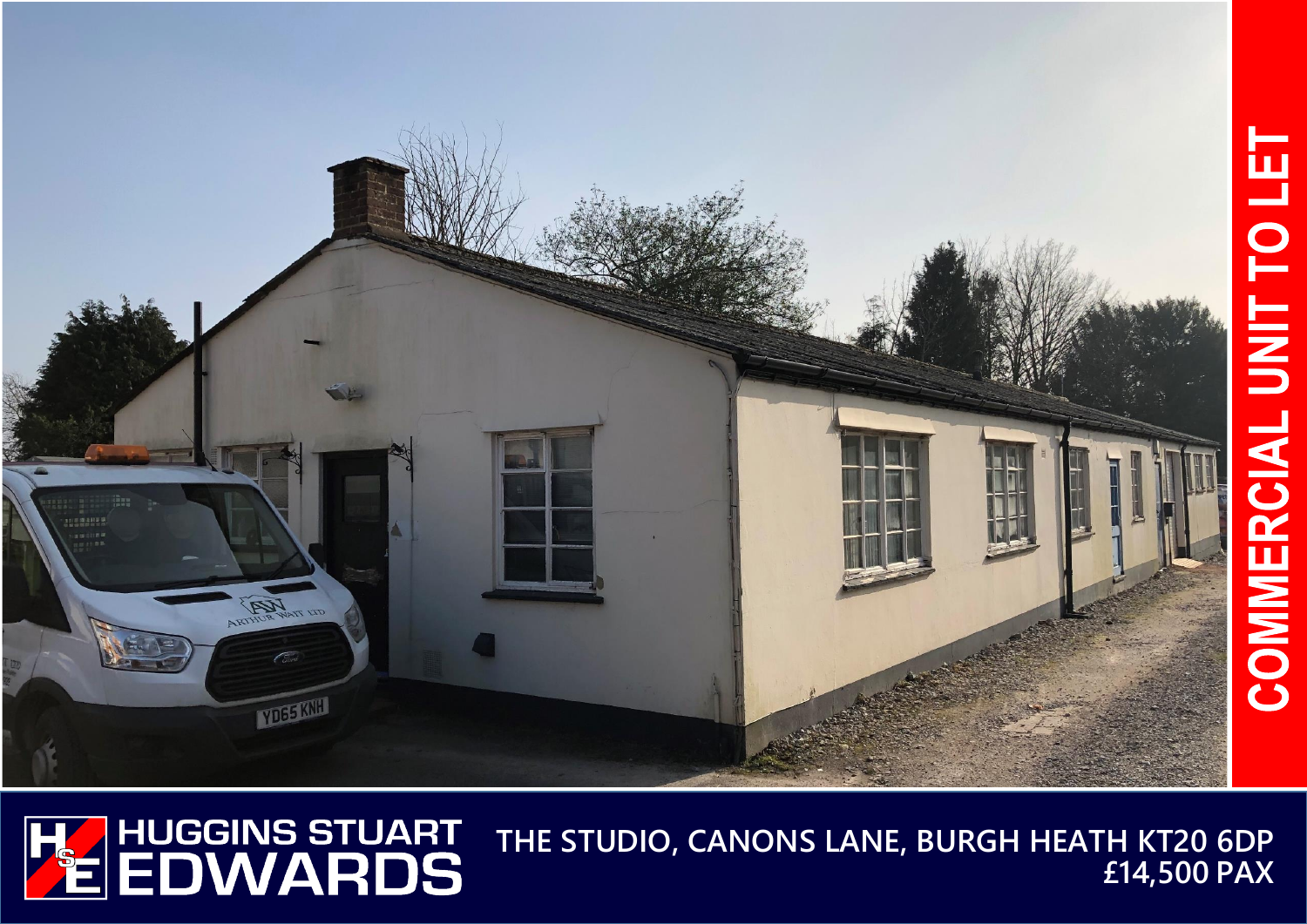# COMMERCIAL UNIT TO LET

HUGGINS STUART EDWARDS

**THE STUDIO, CANONS LANE, BURGH HEATH KT20 6DP**

**£14,500 PAX**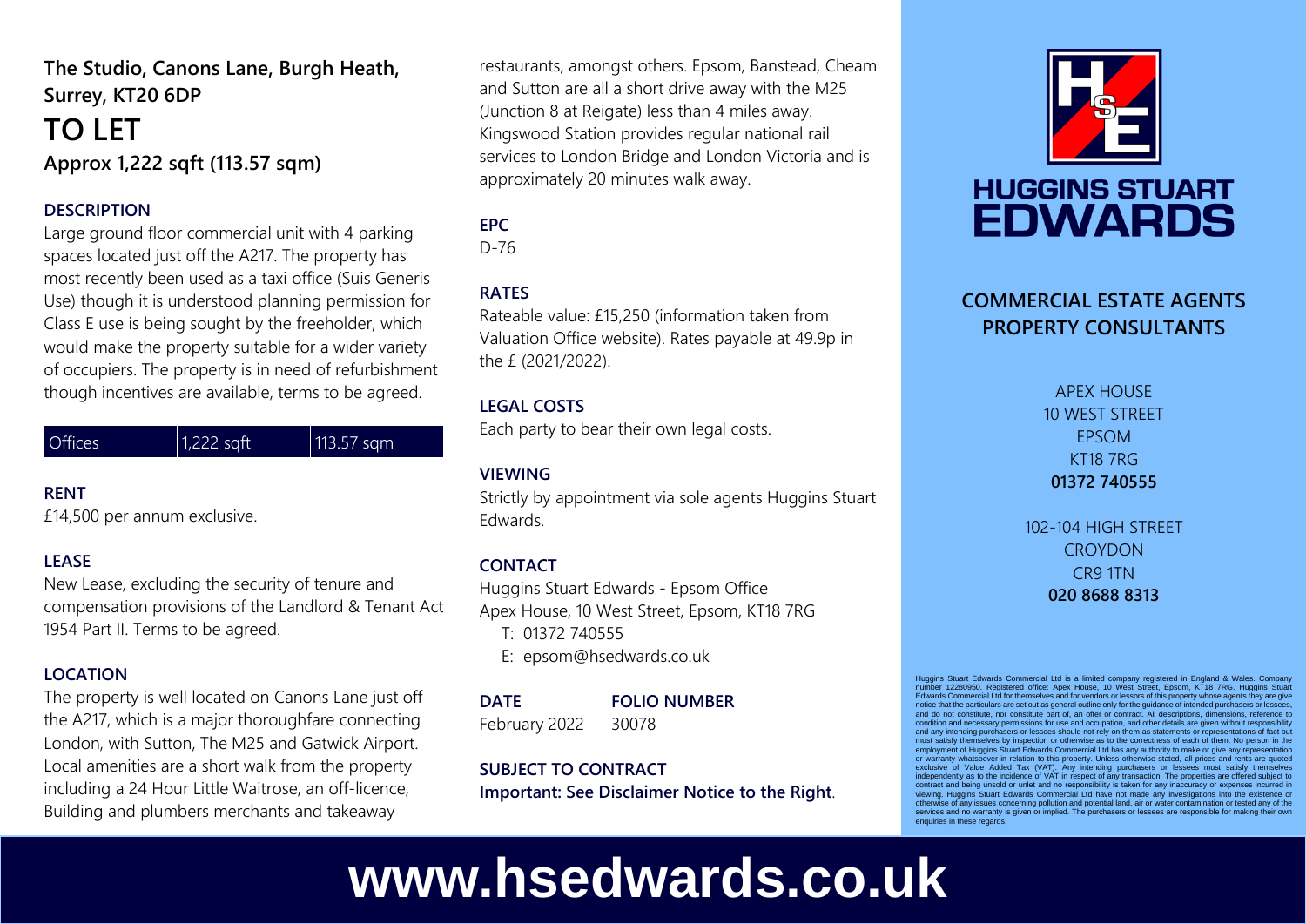## The Studio, Canons Lane, Burgh Heath, Surrey, KT20 6DP

# TO LET

**Approx 1,222 sqft (113.57 sqm)**

### DESCRIPTION

Large ground floor commercial unit with 4 parking spaces located just off the A217. The property has most recently been used as a taxi office (Suis Generis Use) though it is understood planning permission for Class E use is being sought by the freeholder, which would make the property suitable for a wider variety of occupiers. The property is in need of refurbishment though incentives are available, terms to be agreed.

| | | |
|---|---|---|
| Offices | 1,222 sqft | 113.57 sqm |

### RENT

£14,500 per annum exclusive.

### LEASE

New Lease, excluding the security of tenure and compensation provisions of the Landlord & Tenant Act 1954 Part II. Terms to be agreed.

### LOCATION

The property is well located on Canons Lane just off the A217, which is a major thoroughfare connecting London, with Sutton, The M25 and Gatwick Airport. Local amenities are a short walk from the property including a 24 Hour Little Waitrose, an off-licence, Building and plumbers merchants and takeaway restaurants, amongst others. Epsom, Banstead, Cheam and Sutton are all a short drive away with the M25 (Junction 8 at Reigate) less than 4 miles away. Kingswood Station provides regular national rail services to London Bridge and London Victoria and is approximately 20 minutes walk away.

### EPC

D-76

### RATES

Rateable value: £15,250 (information taken from Valuation Office website). Rates payable at 49.9p in the £ (2021/2022).

### LEGAL COSTS

Each party to bear their own legal costs.

### VIEWING

Strictly by appointment via sole agents Huggins Stuart Edwards.

### CONTACT

Huggins Stuart Edwards - Epsom Office
Apex House, 10 West Street, Epsom, KT18 7RG
T: 01372 740555
E: epsom@hsedwards.co.uk

| DATE | FOLIO NUMBER |
|---|---|
| February 2022 | 30078 |

### SUBJECT TO CONTRACT

**Important: See Disclaimer Notice to the Right.**

HUGGINS STUART EDWARDS

**COMMERCIAL ESTATE AGENTS**
**PROPERTY CONSULTANTS**

APEX HOUSE
10 WEST STREET
EPSOM
KT18 7RG
**01372 740555**

102-104 HIGH STREET
CROYDON
CR9 1TN
**020 8688 8313**

Huggins Stuart Edwards Commercial Ltd is a limited company registered in England & Wales. Company number 12280950. Registered office: Apex House, 10 West Street, Epsom, KT18 7RG. Huggins Stuart Edwards Commercial Ltd for themselves and for vendors or lessors of this property whose agents they are give notice that the particulars are set out as general outline only for the guidance of intended purchasers or lessees, and do not constitute, nor constitute part of, an offer or contract. All descriptions, dimensions, reference to condition and necessary permissions for use and occupation, and other details are given without responsibility and any intending purchasers or lessees should not rely on them as statements or representations of fact but must satisfy themselves by inspection or otherwise as to the correctness of each of them. No person in the employment of Huggins Stuart Edwards Commercial Ltd has any authority to make or give any representation or warranty whatsoever in relation to this property. Unless otherwise stated, all prices and rents are quoted exclusive of Value Added Tax (VAT). Any intending purchasers or lessees must satisfy themselves independently as to the incidence of VAT in respect of any transaction. The properties are offered subject to contract and being unsold or unlet and no responsibility is taken for any inaccuracy or expenses incurred in viewing. Huggins Stuart Edwards Commercial Ltd have not made any investigations into the existence or otherwise of any issues concerning pollution and potential land, air or water contamination or tested any of the services and no warranty is given or implied. The purchasers or lessees are responsible for making their own enquiries in these regards.

**www.hsedwards.co.uk**